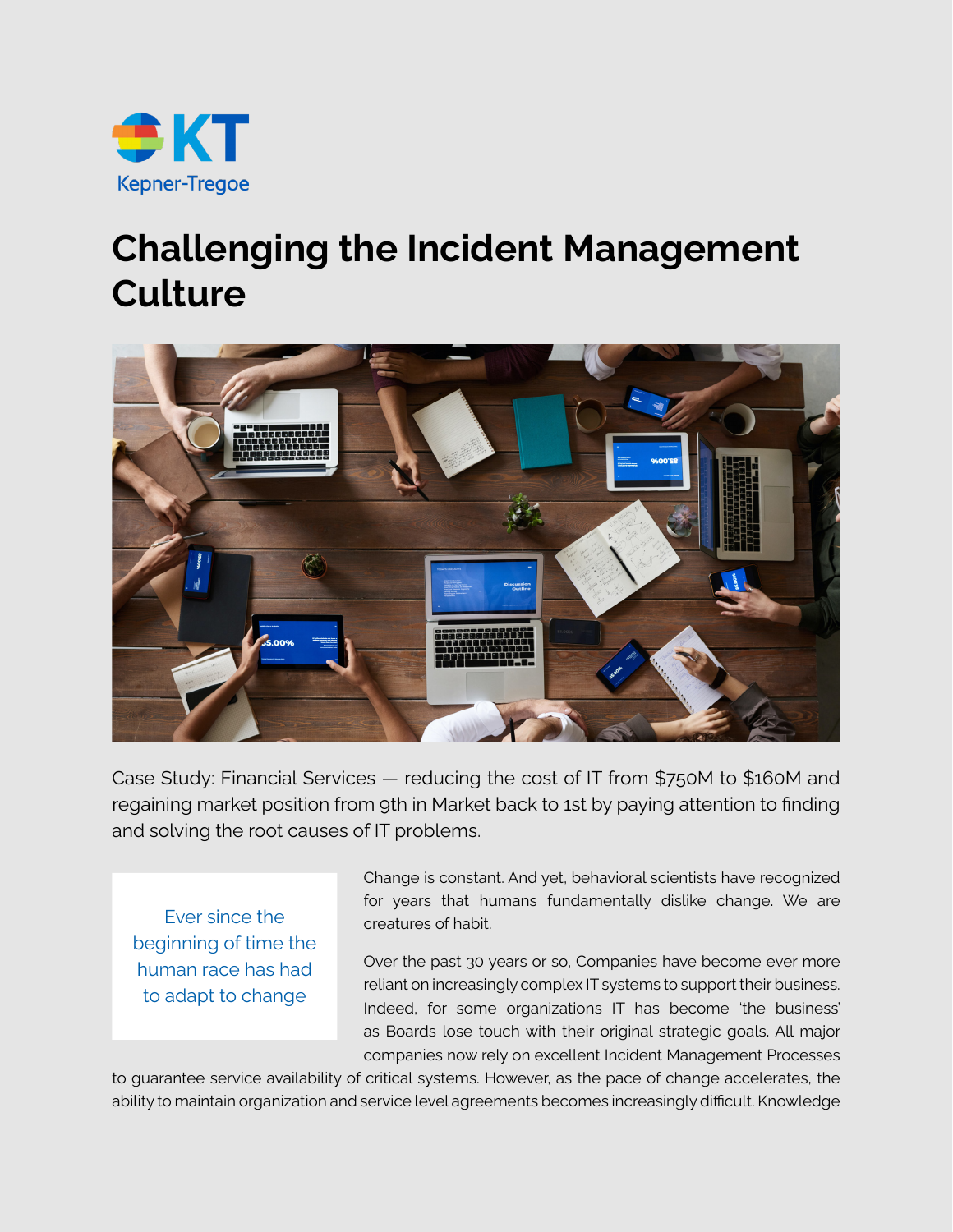Kepner-Tregoe

# Challenging the Incident Management Culture

Case Study: Financial Services — reducing the cost of IT from $750M to $160M and regaining market position from 9th in Market back to 1st by paying attention to finding and solving the root causes of IT problems.

> Ever since the beginning of time the human race has had to adapt to change

Change is constant. And yet, behavioral scientists have recognized for years that humans fundamentally dislike change. We are creatures of habit.

Over the past 30 years or so, Companies have become ever more reliant on increasingly complex IT systems to support their business. Indeed, for some organizations IT has become 'the business' as Boards lose touch with their original strategic goals. All major companies now rely on excellent Incident Management Processes to guarantee service availability of critical systems. However, as the pace of change accelerates, the ability to maintain organization and service level agreements becomes increasingly difficult. Knowledge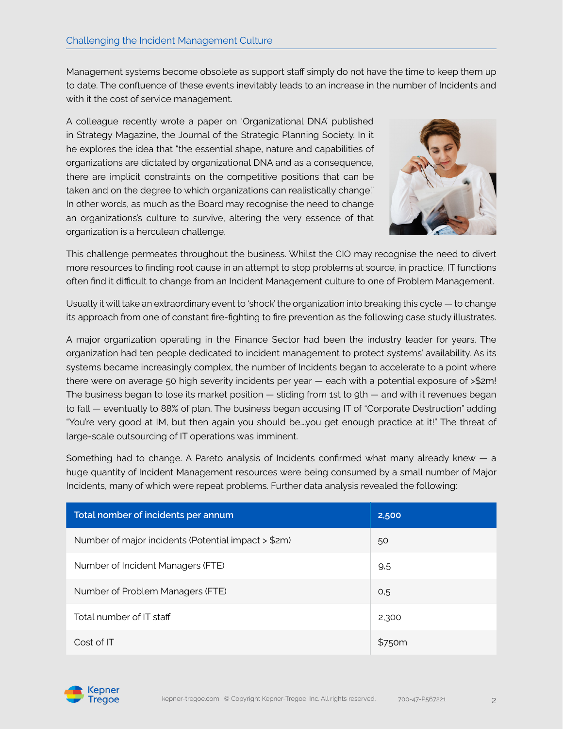Management systems become obsolete as support staff simply do not have the time to keep them up to date. The confluence of these events inevitably leads to an increase in the number of Incidents and with it the cost of service management.

A colleague recently wrote a paper on 'Organizational DNA' published in Strategy Magazine, the Journal of the Strategic Planning Society. In it he explores the idea that "the essential shape, nature and capabilities of organizations are dictated by organizational DNA and as a consequence, there are implicit constraints on the competitive positions that can be taken and on the degree to which organizations can realistically change." In other words, as much as the Board may recognise the need to change an organizations's culture to survive, altering the very essence of that organization is a herculean challenge.

This challenge permeates throughout the business. Whilst the CIO may recognise the need to divert more resources to finding root cause in an attempt to stop problems at source, in practice, IT functions often find it difficult to change from an Incident Management culture to one of Problem Management.

Usually it will take an extraordinary event to 'shock' the organization into breaking this cycle — to change its approach from one of constant fire-fighting to fire prevention as the following case study illustrates.

A major organization operating in the Finance Sector had been the industry leader for years. The organization had ten people dedicated to incident management to protect systems' availability. As its systems became increasingly complex, the number of Incidents began to accelerate to a point where there were on average 50 high severity incidents per year — each with a potential exposure of >$2m! The business began to lose its market position — sliding from 1st to 9th — and with it revenues began to fall — eventually to 88% of plan. The business began accusing IT of "Corporate Destruction" adding "You're very good at IM, but then again you should be…you get enough practice at it!" The threat of large-scale outsourcing of IT operations was imminent.

Something had to change. A Pareto analysis of Incidents confirmed what many already knew — a huge quantity of Incident Management resources were being consumed by a small number of Major Incidents, many of which were repeat problems. Further data analysis revealed the following:

| Total nomber of incidents per annum | 2,500 |
|---|---|
| Number of major incidents (Potential impact > $2m) | 50 |
| Number of Incident Managers (FTE) | 9.5 |
| Number of Problem Managers (FTE) | 0.5 |
| Total number of IT staff | 2,300 |
| Cost of IT | $750m |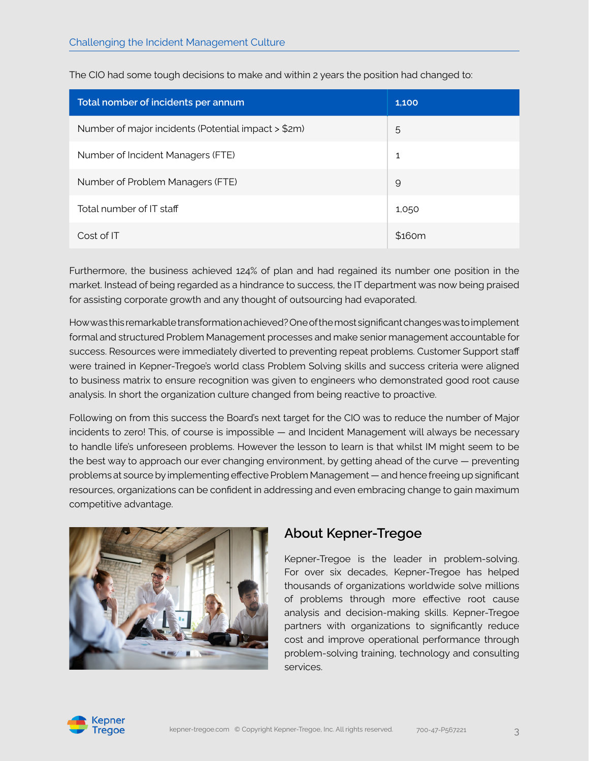The CIO had some tough decisions to make and within 2 years the position had changed to:

| Total nomber of incidents per annum | 1,100 |
| --- | --- |
| Number of major incidents (Potential impact > $2m) | 5 |
| Number of Incident Managers (FTE) | 1 |
| Number of Problem Managers (FTE) | 9 |
| Total number of IT staff | 1,050 |
| Cost of IT | $160m |

Furthermore, the business achieved 124% of plan and had regained its number one position in the market. Instead of being regarded as a hindrance to success, the IT department was now being praised for assisting corporate growth and any thought of outsourcing had evaporated.

How was this remarkable transformation achieved? One of the most significant changes was to implement formal and structured Problem Management processes and make senior management accountable for success. Resources were immediately diverted to preventing repeat problems. Customer Support staff were trained in Kepner-Tregoe's world class Problem Solving skills and success criteria were aligned to business matrix to ensure recognition was given to engineers who demonstrated good root cause analysis. In short the organization culture changed from being reactive to proactive.

Following on from this success the Board's next target for the CIO was to reduce the number of Major incidents to zero! This, of course is impossible — and Incident Management will always be necessary to handle life's unforeseen problems. However the lesson to learn is that whilst IM might seem to be the best way to approach our ever changing environment, by getting ahead of the curve — preventing problems at source by implementing effective Problem Management — and hence freeing up significant resources, organizations can be confident in addressing and even embracing change to gain maximum competitive advantage.

## About Kepner-Tregoe

Kepner-Tregoe is the leader in problem-solving. For over six decades, Kepner-Tregoe has helped thousands of organizations worldwide solve millions of problems through more effective root cause analysis and decision-making skills. Kepner-Tregoe partners with organizations to significantly reduce cost and improve operational performance through problem-solving training, technology and consulting services.

kepner-tregoe.com © Copyright Kepner-Tregoe, Inc. All rights reserved. 700-47-P567221